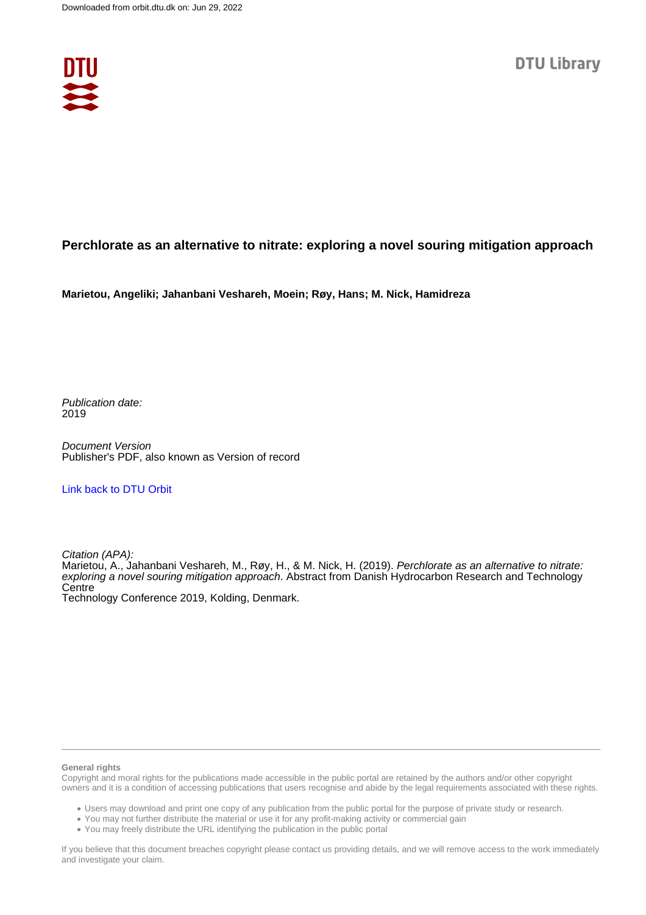Downloaded from orbit.dtu.dk on: Jun 29, 2022

DTU Library

# Perchlorate as an alternative to nitrate: exploring a novel souring mitigation approach

**Marietou, Angeliki; Jahanbani Veshareh, Moein; Røy, Hans; M. Nick, Hamidreza**

*Publication date:*
2019

*Document Version*
Publisher's PDF, also known as Version of record

Link back to DTU Orbit

*Citation (APA):*
Marietou, A., Jahanbani Veshareh, M., Røy, H., & M. Nick, H. (2019). *Perchlorate as an alternative to nitrate: exploring a novel souring mitigation approach*. Abstract from Danish Hydrocarbon Research and Technology Centre
Technology Conference 2019, Kolding, Denmark.

**General rights**

Copyright and moral rights for the publications made accessible in the public portal are retained by the authors and/or other copyright owners and it is a condition of accessing publications that users recognise and abide by the legal requirements associated with these rights.

- Users may download and print one copy of any publication from the public portal for the purpose of private study or research.
- You may not further distribute the material or use it for any profit-making activity or commercial gain
- You may freely distribute the URL identifying the publication in the public portal

If you believe that this document breaches copyright please contact us providing details, and we will remove access to the work immediately and investigate your claim.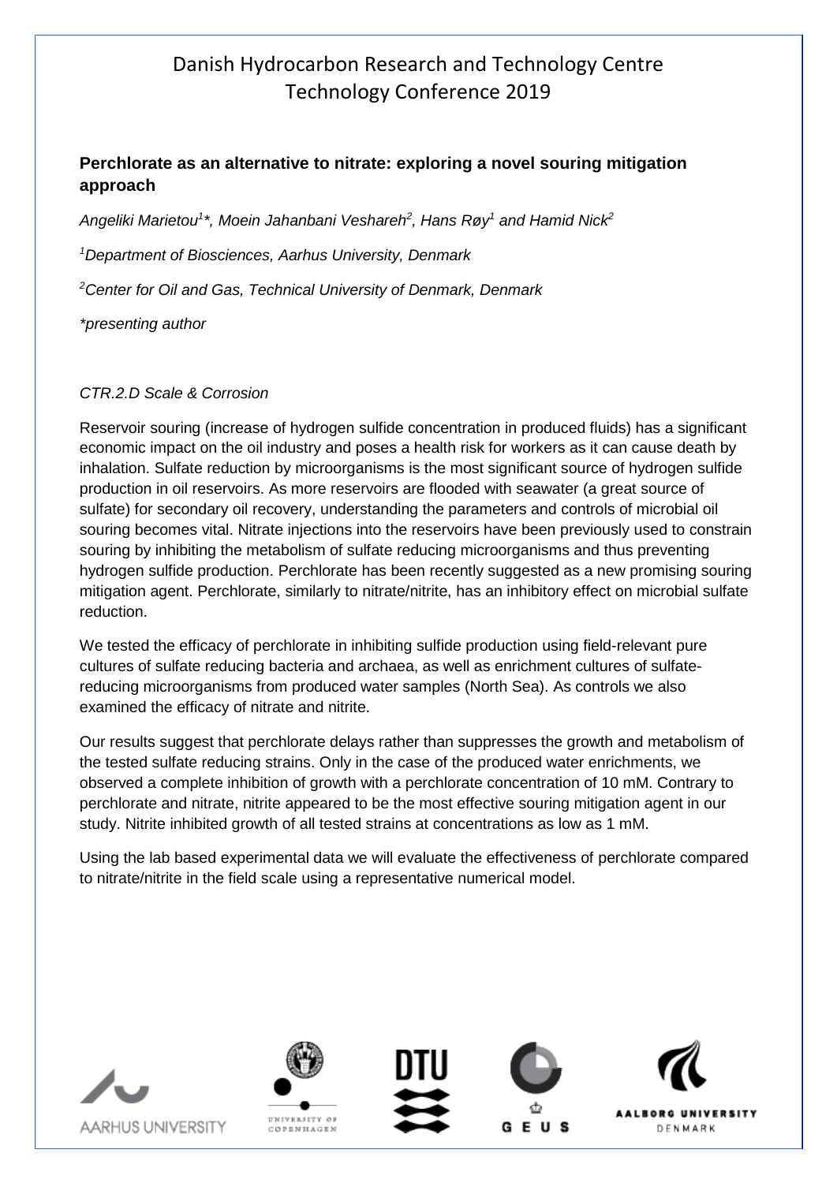# Danish Hydrocarbon Research and Technology Centre
# Technology Conference 2019

## Perchlorate as an alternative to nitrate: exploring a novel souring mitigation approach

*Angeliki Marietou[1]\*, Moein Jahanbani Veshareh[2], Hans Røy[1] and Hamid Nick[2]*

*[1]Department of Biosciences, Aarhus University, Denmark*

*[2]Center for Oil and Gas, Technical University of Denmark, Denmark*

*\*presenting author*

*CTR.2.D Scale & Corrosion*

Reservoir souring (increase of hydrogen sulfide concentration in produced fluids) has a significant economic impact on the oil industry and poses a health risk for workers as it can cause death by inhalation. Sulfate reduction by microorganisms is the most significant source of hydrogen sulfide production in oil reservoirs. As more reservoirs are flooded with seawater (a great source of sulfate) for secondary oil recovery, understanding the parameters and controls of microbial oil souring becomes vital. Nitrate injections into the reservoirs have been previously used to constrain souring by inhibiting the metabolism of sulfate reducing microorganisms and thus preventing hydrogen sulfide production. Perchlorate has been recently suggested as a new promising souring mitigation agent. Perchlorate, similarly to nitrate/nitrite, has an inhibitory effect on microbial sulfate reduction.

We tested the efficacy of perchlorate in inhibiting sulfide production using field-relevant pure cultures of sulfate reducing bacteria and archaea, as well as enrichment cultures of sulfate-reducing microorganisms from produced water samples (North Sea). As controls we also examined the efficacy of nitrate and nitrite.

Our results suggest that perchlorate delays rather than suppresses the growth and metabolism of the tested sulfate reducing strains. Only in the case of the produced water enrichments, we observed a complete inhibition of growth with a perchlorate concentration of 10 mM. Contrary to perchlorate and nitrate, nitrite appeared to be the most effective souring mitigation agent in our study. Nitrite inhibited growth of all tested strains at concentrations as low as 1 mM.

Using the lab based experimental data we will evaluate the effectiveness of perchlorate compared to nitrate/nitrite in the field scale using a representative numerical model.

AARHUS UNIVERSITY

UNIVERSITY OF COPENHAGEN

DTU

GEUS

AALBORG UNIVERSITY DENMARK